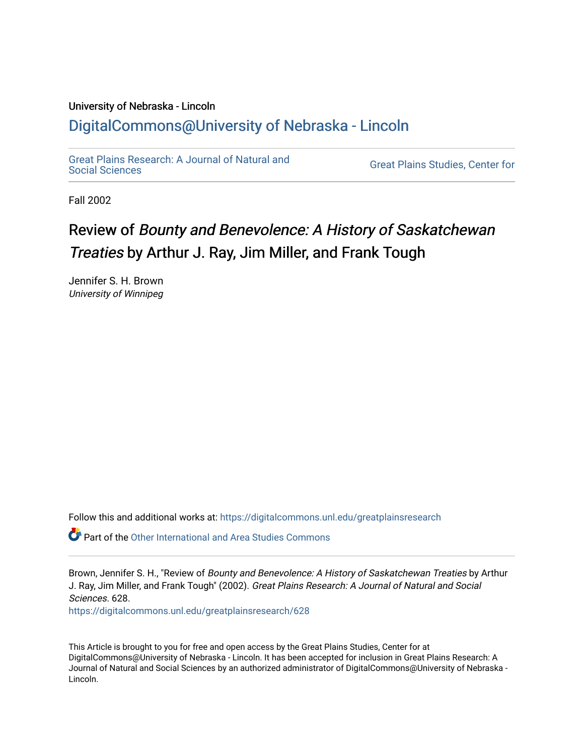University of Nebraska - Lincoln

## DigitalCommons@University of Nebraska - Lincoln

Great Plains Research: A Journal of Natural and Social Sciences

Great Plains Studies, Center for

Fall 2002

# Review of *Bounty and Benevolence: A History of Saskatchewan Treaties* by Arthur J. Ray, Jim Miller, and Frank Tough

Jennifer S. H. Brown
*University of Winnipeg*

Follow this and additional works at: https://digitalcommons.unl.edu/greatplainsresearch

Part of the Other International and Area Studies Commons

Brown, Jennifer S. H., "Review of *Bounty and Benevolence: A History of Saskatchewan Treaties* by Arthur J. Ray, Jim Miller, and Frank Tough" (2002). *Great Plains Research: A Journal of Natural and Social Sciences*. 628.
https://digitalcommons.unl.edu/greatplainsresearch/628

This Article is brought to you for free and open access by the Great Plains Studies, Center for at DigitalCommons@University of Nebraska - Lincoln. It has been accepted for inclusion in Great Plains Research: A Journal of Natural and Social Sciences by an authorized administrator of DigitalCommons@University of Nebraska - Lincoln.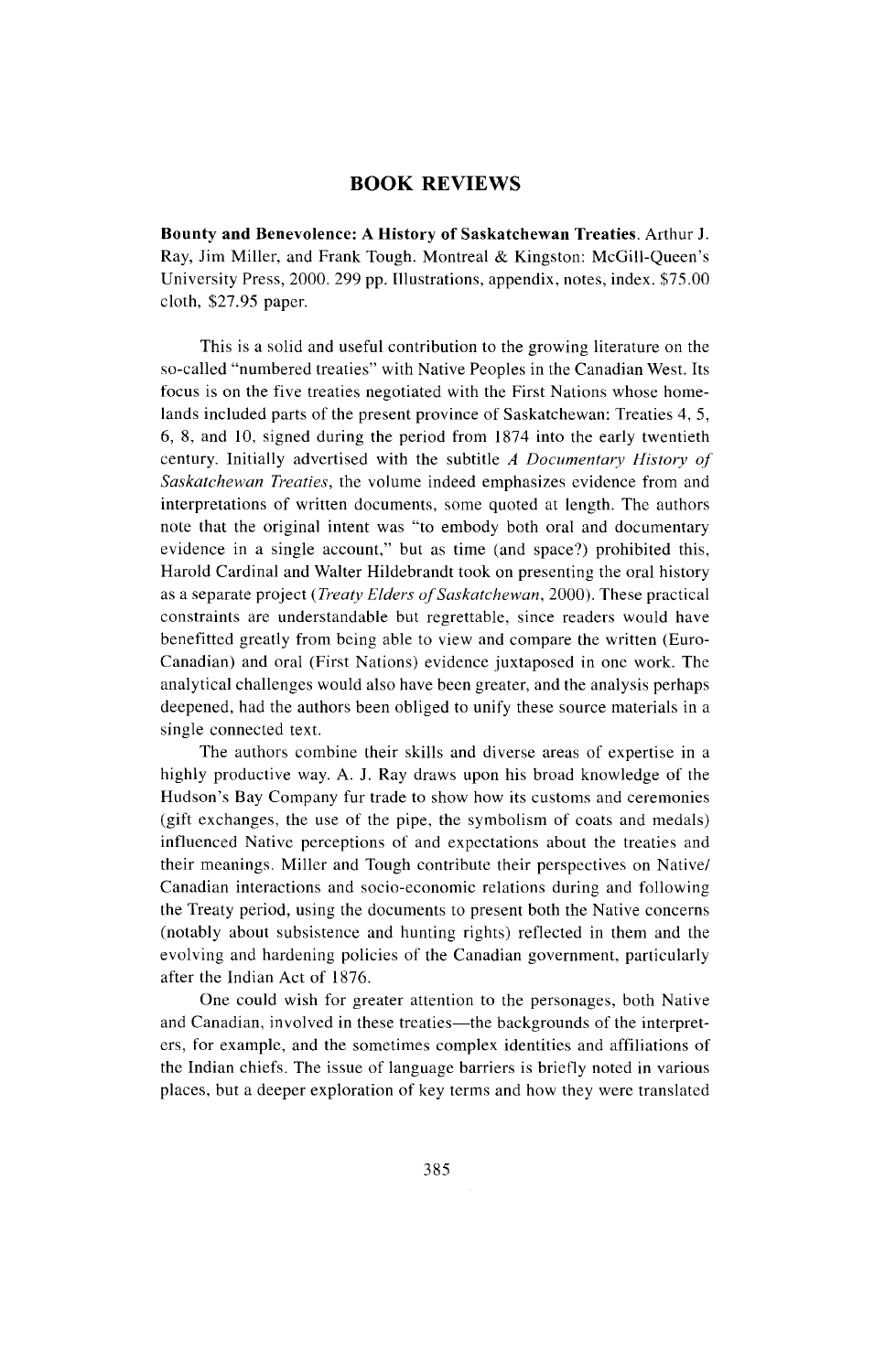## BOOK REVIEWS

**Bounty and Benevolence: A History of Saskatchewan Treaties.** Arthur J. Ray, Jim Miller, and Frank Tough. Montreal & Kingston: McGill-Queen's University Press, 2000. 299 pp. Illustrations, appendix, notes, index. $75.00 cloth, $27.95 paper.

This is a solid and useful contribution to the growing literature on the so-called "numbered treaties" with Native Peoples in the Canadian West. Its focus is on the five treaties negotiated with the First Nations whose homelands included parts of the present province of Saskatchewan: Treaties 4, 5, 6, 8, and 10, signed during the period from 1874 into the early twentieth century. Initially advertised with the subtitle *A Documentary History of Saskatchewan Treaties*, the volume indeed emphasizes evidence from and interpretations of written documents, some quoted at length. The authors note that the original intent was "to embody both oral and documentary evidence in a single account," but as time (and space?) prohibited this, Harold Cardinal and Walter Hildebrandt took on presenting the oral history as a separate project (*Treaty Elders of Saskatchewan*, 2000). These practical constraints are understandable but regrettable, since readers would have benefitted greatly from being able to view and compare the written (Euro-Canadian) and oral (First Nations) evidence juxtaposed in one work. The analytical challenges would also have been greater, and the analysis perhaps deepened, had the authors been obliged to unify these source materials in a single connected text.

The authors combine their skills and diverse areas of expertise in a highly productive way. A. J. Ray draws upon his broad knowledge of the Hudson's Bay Company fur trade to show how its customs and ceremonies (gift exchanges, the use of the pipe, the symbolism of coats and medals) influenced Native perceptions of and expectations about the treaties and their meanings. Miller and Tough contribute their perspectives on Native/Canadian interactions and socio-economic relations during and following the Treaty period, using the documents to present both the Native concerns (notably about subsistence and hunting rights) reflected in them and the evolving and hardening policies of the Canadian government, particularly after the Indian Act of 1876.

One could wish for greater attention to the personages, both Native and Canadian, involved in these treaties—the backgrounds of the interpreters, for example, and the sometimes complex identities and affiliations of the Indian chiefs. The issue of language barriers is briefly noted in various places, but a deeper exploration of key terms and how they were translated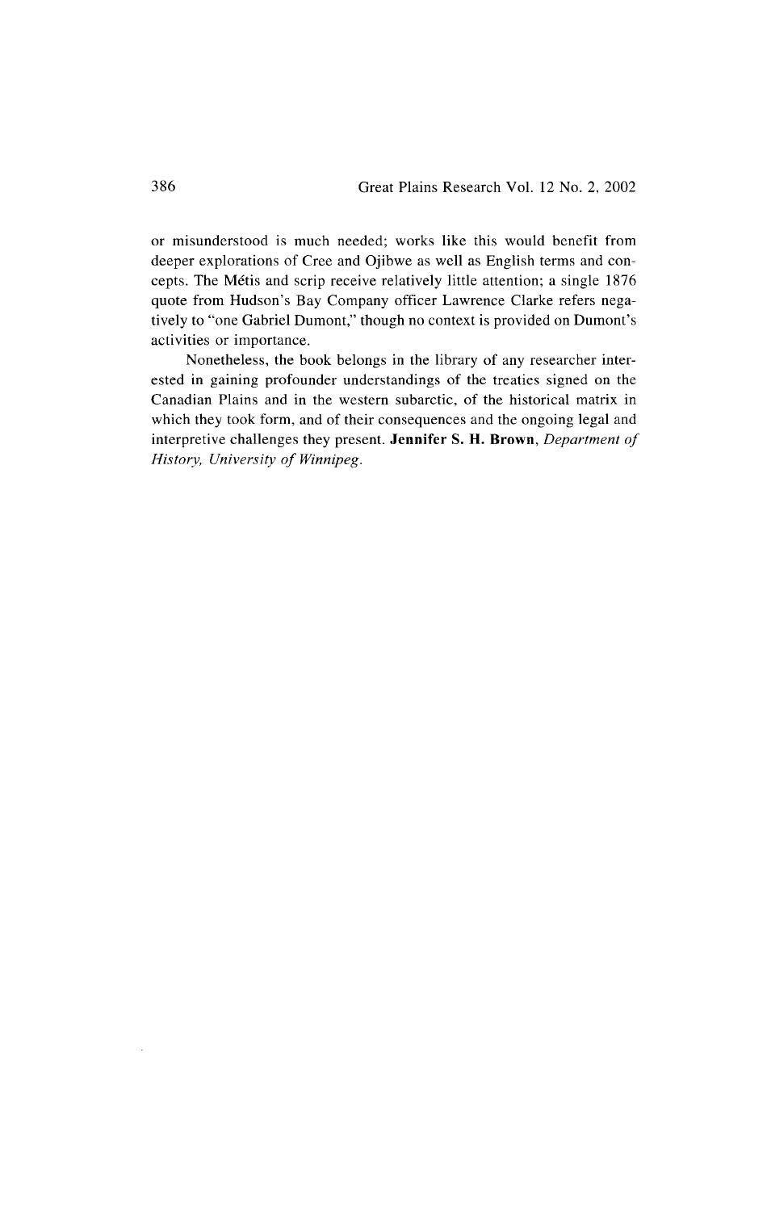or misunderstood is much needed; works like this would benefit from deeper explorations of Cree and Ojibwe as well as English terms and concepts. The Métis and scrip receive relatively little attention; a single 1876 quote from Hudson's Bay Company officer Lawrence Clarke refers negatively to "one Gabriel Dumont," though no context is provided on Dumont's activities or importance.

Nonetheless, the book belongs in the library of any researcher interested in gaining profounder understandings of the treaties signed on the Canadian Plains and in the western subarctic, of the historical matrix in which they took form, and of their consequences and the ongoing legal and interpretive challenges they present. **Jennifer S. H. Brown**, *Department of History, University of Winnipeg.*